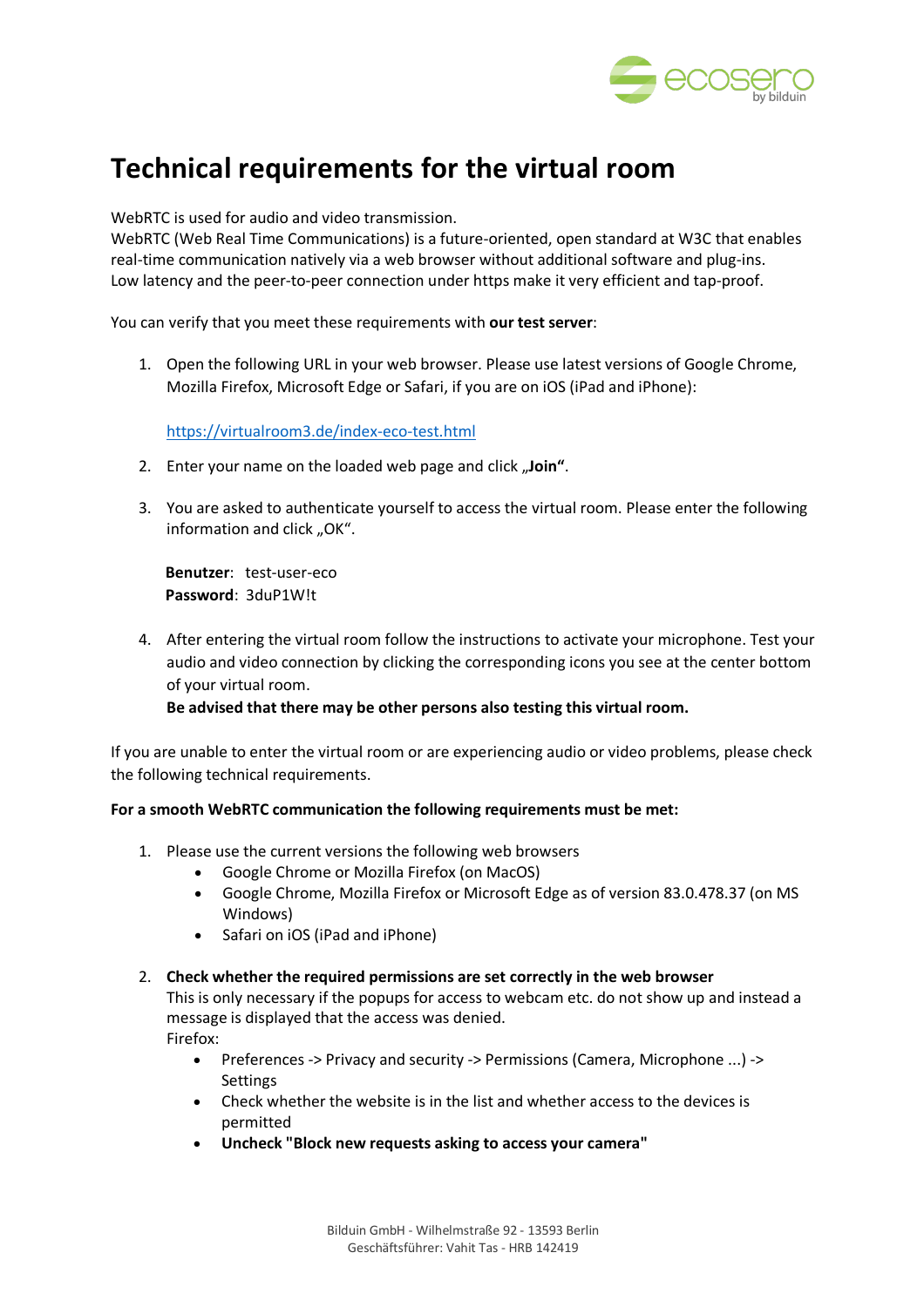# Technical requirements for the virtual room

WebRTC is used for audio and video transmission.
WebRTC (Web Real Time Communications) is a future-oriented, open standard at W3C that enables real-time communication natively via a web browser without additional software and plug-ins.
Low latency and the peer-to-peer connection under https make it very efficient and tap-proof.

You can verify that you meet these requirements with **our test server**:

1. Open the following URL in your web browser. Please use latest versions of Google Chrome, Mozilla Firefox, Microsoft Edge or Safari, if you are on iOS (iPad and iPhone):

   https://virtualroom3.de/index-eco-test.html

2. Enter your name on the loaded web page and click „**Join**".

3. You are asked to authenticate yourself to access the virtual room. Please enter the following information and click „OK".

   **Benutzer**: test-user-eco
   **Password**: 3duP1W!t

4. After entering the virtual room follow the instructions to activate your microphone. Test your audio and video connection by clicking the corresponding icons you see at the center bottom of your virtual room.
   **Be advised that there may be other persons also testing this virtual room.**

If you are unable to enter the virtual room or are experiencing audio or video problems, please check the following technical requirements.

**For a smooth WebRTC communication the following requirements must be met:**

1. Please use the current versions the following web browsers
   - Google Chrome or Mozilla Firefox (on MacOS)
   - Google Chrome, Mozilla Firefox or Microsoft Edge as of version 83.0.478.37 (on MS Windows)
   - Safari on iOS (iPad and iPhone)

2. **Check whether the required permissions are set correctly in the web browser**
   This is only necessary if the popups for access to webcam etc. do not show up and instead a message is displayed that the access was denied.
   Firefox:
   - Preferences -> Privacy and security -> Permissions (Camera, Microphone ...) -> Settings
   - Check whether the website is in the list and whether access to the devices is permitted
   - **Uncheck "Block new requests asking to access your camera"**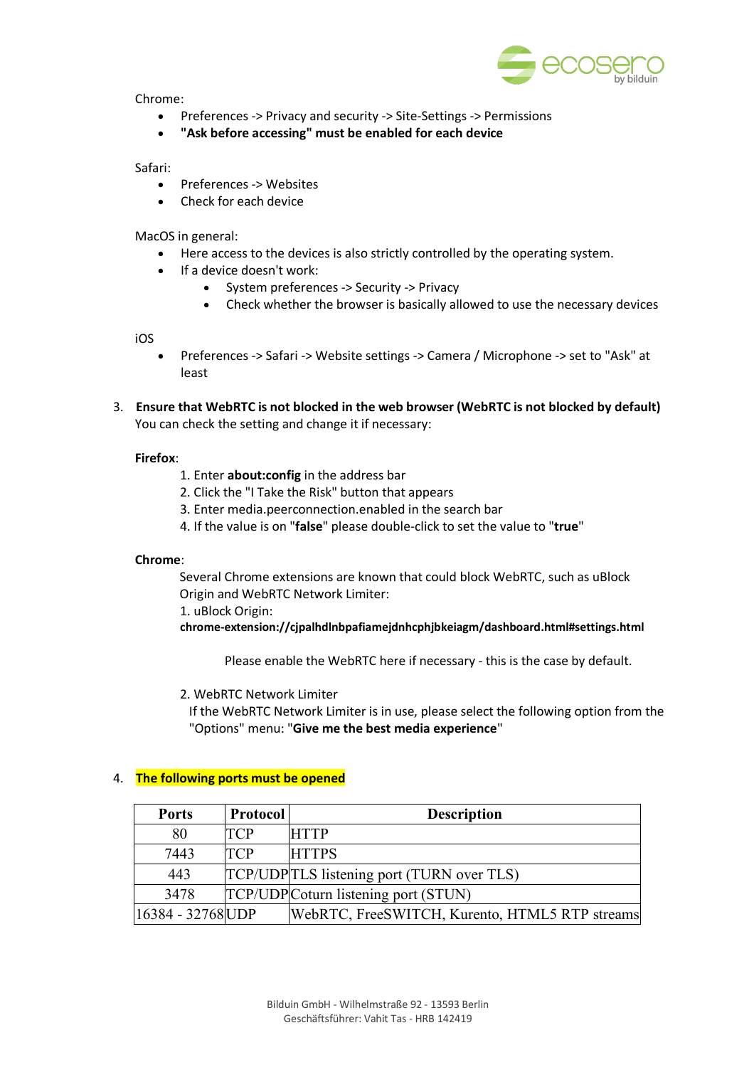Chrome:

- Preferences -> Privacy and security -> Site-Settings -> Permissions
- **"Ask before accessing" must be enabled for each device**

Safari:

- Preferences -> Websites
- Check for each device

MacOS in general:

- Here access to the devices is also strictly controlled by the operating system.
- If a device doesn't work:
    - System preferences -> Security -> Privacy
    - Check whether the browser is basically allowed to use the necessary devices

iOS

- Preferences -> Safari -> Website settings -> Camera / Microphone -> set to "Ask" at least

3. **Ensure that WebRTC is not blocked in the web browser (WebRTC is not blocked by default)**
   You can check the setting and change it if necessary:

   **Firefox**:

   1. Enter **about:config** in the address bar
   2. Click the "I Take the Risk" button that appears
   3. Enter media.peerconnection.enabled in the search bar
   4. If the value is on "**false**" please double-click to set the value to "**true**"

   **Chrome**:

   Several Chrome extensions are known that could block WebRTC, such as uBlock Origin and WebRTC Network Limiter:

   1. uBlock Origin:
   **chrome-extension://cjpalhdlnbpafiamejdnhcphjbkeiagm/dashboard.html#settings.html**

   Please enable the WebRTC here if necessary - this is the case by default.

   2. WebRTC Network Limiter
   If the WebRTC Network Limiter is in use, please select the following option from the "Options" menu: "**Give me the best media experience**"

4. **The following ports must be opened**

| Ports | Protocol | Description |
|---|---|---|
| 80 | TCP | HTTP |
| 7443 | TCP | HTTPS |
| 443 | TCP/UDP | TLS listening port (TURN over TLS) |
| 3478 | TCP/UDP | Coturn listening port (STUN) |
| 16384 - 32768 | UDP | WebRTC, FreeSWITCH, Kurento, HTML5 RTP streams |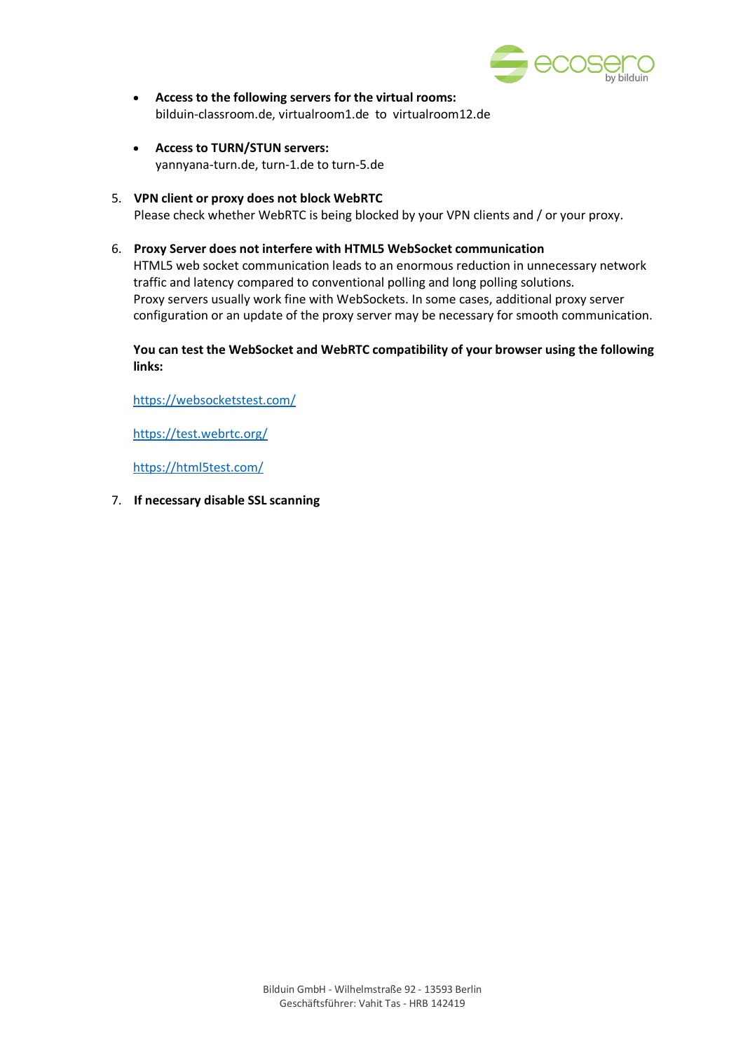- **Access to the following servers for the virtual rooms:**
  bilduin-classroom.de, virtualroom1.de to virtualroom12.de

- **Access to TURN/STUN servers:**
  yannyana-turn.de, turn-1.de to turn-5.de

5. **VPN client or proxy does not block WebRTC**
   Please check whether WebRTC is being blocked by your VPN clients and / or your proxy.

6. **Proxy Server does not interfere with HTML5 WebSocket communication**
   HTML5 web socket communication leads to an enormous reduction in unnecessary network traffic and latency compared to conventional polling and long polling solutions.
   Proxy servers usually work fine with WebSockets. In some cases, additional proxy server configuration or an update of the proxy server may be necessary for smooth communication.

   **You can test the WebSocket and WebRTC compatibility of your browser using the following links:**

   https://websocketstest.com/

   https://test.webrtc.org/

   https://html5test.com/

7. **If necessary disable SSL scanning**